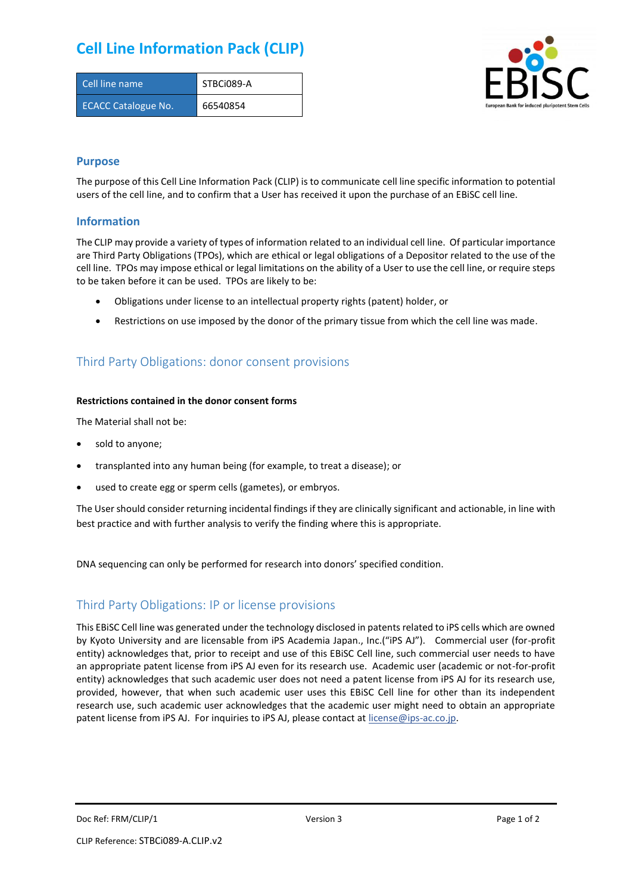# Cell Line Information Pack (CLIP)

| Cell line name | STBCi089-A |
|---|---|
| ECACC Catalogue No. | 66540854 |

## Purpose

The purpose of this Cell Line Information Pack (CLIP) is to communicate cell line specific information to potential users of the cell line, and to confirm that a User has received it upon the purchase of an EBiSC cell line.

## Information

The CLIP may provide a variety of types of information related to an individual cell line. Of particular importance are Third Party Obligations (TPOs), which are ethical or legal obligations of a Depositor related to the use of the cell line. TPOs may impose ethical or legal limitations on the ability of a User to use the cell line, or require steps to be taken before it can be used. TPOs are likely to be:

- Obligations under license to an intellectual property rights (patent) holder, or
- Restrictions on use imposed by the donor of the primary tissue from which the cell line was made.

## Third Party Obligations: donor consent provisions

**Restrictions contained in the donor consent forms**

The Material shall not be:

- sold to anyone;
- transplanted into any human being (for example, to treat a disease); or
- used to create egg or sperm cells (gametes), or embryos.

The User should consider returning incidental findings if they are clinically significant and actionable, in line with best practice and with further analysis to verify the finding where this is appropriate.

DNA sequencing can only be performed for research into donors' specified condition.

## Third Party Obligations: IP or license provisions

This EBiSC Cell line was generated under the technology disclosed in patents related to iPS cells which are owned by Kyoto University and are licensable from iPS Academia Japan., Inc.("iPS AJ"). Commercial user (for-profit entity) acknowledges that, prior to receipt and use of this EBiSC Cell line, such commercial user needs to have an appropriate patent license from iPS AJ even for its research use. Academic user (academic or not-for-profit entity) acknowledges that such academic user does not need a patent license from iPS AJ for its research use, provided, however, that when such academic user uses this EBiSC Cell line for other than its independent research use, such academic user acknowledges that the academic user might need to obtain an appropriate patent license from iPS AJ. For inquiries to iPS AJ, please contact at license@ips-ac.co.jp.

Doc Ref: FRM/CLIP/1 Version 3

CLIP Reference: STBCi089-A.CLIP.v2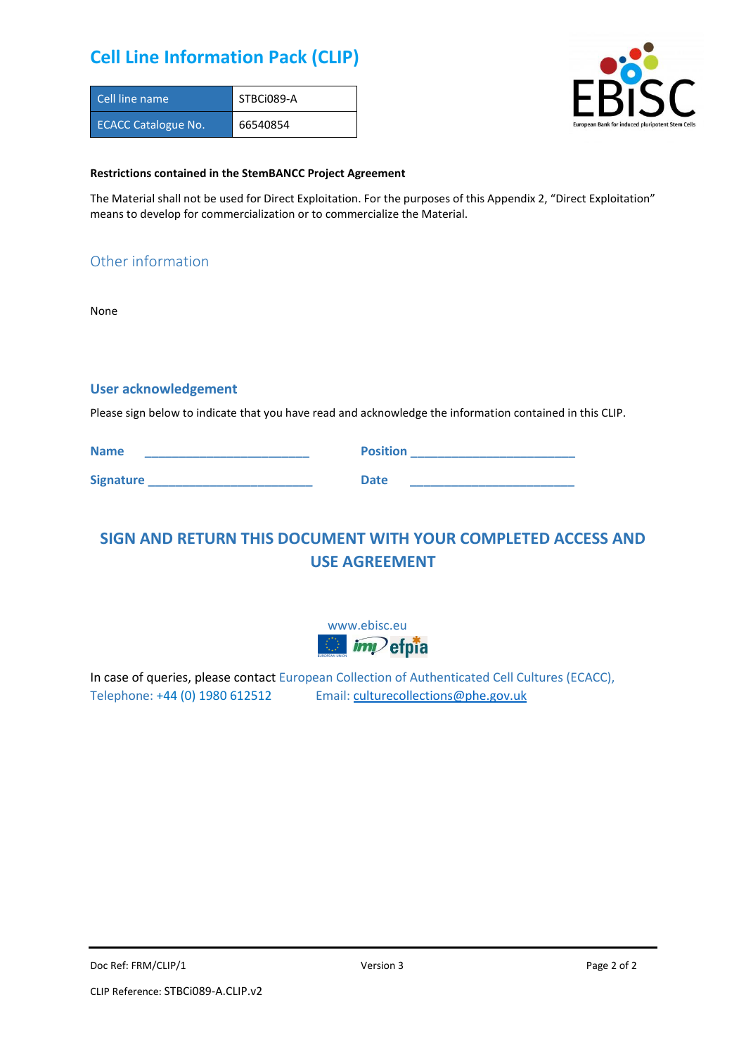# Cell Line Information Pack (CLIP)

| | |
|---|---|
| Cell line name | STBCi089-A |
| ECACC Catalogue No. | 66540854 |

**Restrictions contained in the StemBANCC Project Agreement**

The Material shall not be used for Direct Exploitation. For the purposes of this Appendix 2, “Direct Exploitation” means to develop for commercialization or to commercialize the Material.

## Other information

None

## User acknowledgement

Please sign below to indicate that you have read and acknowledge the information contained in this CLIP.

**Name** ________________________ **Position** ________________________

**Signature** ________________________ **Date** ________________________

**SIGN AND RETURN THIS DOCUMENT WITH YOUR COMPLETED ACCESS AND USE AGREEMENT**

www.ebisc.eu

In case of queries, please contact European Collection of Authenticated Cell Cultures (ECACC), Telephone: +44 (0) 1980 612512 Email: culturecollections@phe.gov.uk

Doc Ref: FRM/CLIP/1 Version 3

CLIP Reference: STBCi089-A.CLIP.v2